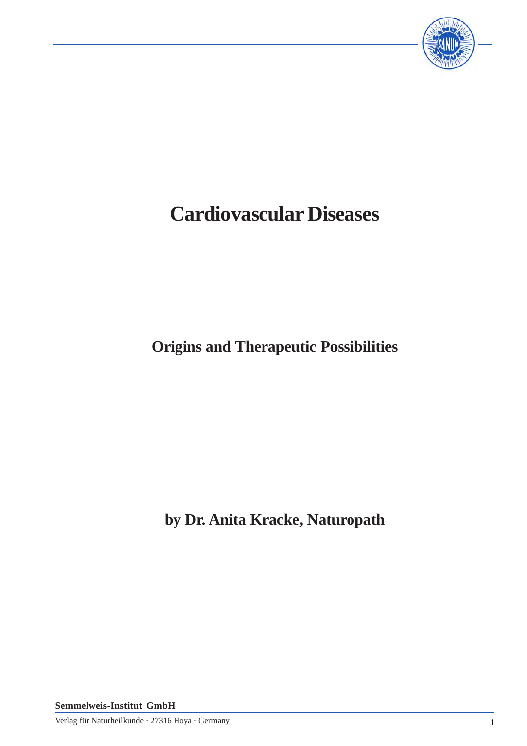# Cardiovascular Diseases

## Origins and Therapeutic Possibilities

**by Dr. Anita Kracke, Naturopath**

**Semmelweis-Institut GmbH**

Verlag für Naturheilkunde · 27316 Hoya · Germany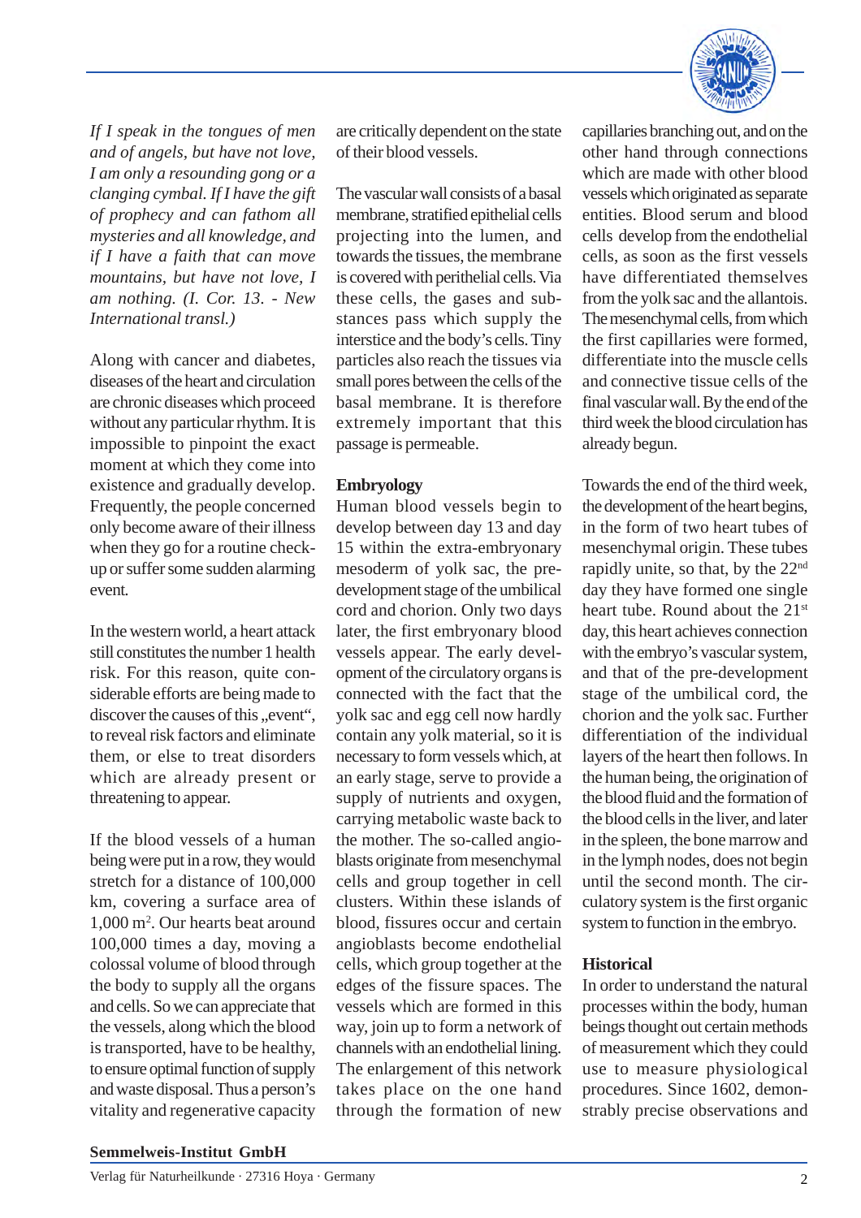*If I speak in the tongues of men and of angels, but have not love, I am only a resounding gong or a clanging cymbal. If I have the gift of prophecy and can fathom all mysteries and all knowledge, and if I have a faith that can move mountains, but have not love, I am nothing. (I. Cor. 13. - New International transl.)*

Along with cancer and diabetes, diseases of the heart and circulation are chronic diseases which proceed without any particular rhythm. It is impossible to pinpoint the exact moment at which they come into existence and gradually develop. Frequently, the people concerned only become aware of their illness when they go for a routine check-up or suffer some sudden alarming event.

In the western world, a heart attack still constitutes the number 1 health risk. For this reason, quite considerable efforts are being made to discover the causes of this „event", to reveal risk factors and eliminate them, or else to treat disorders which are already present or threatening to appear.

If the blood vessels of a human being were put in a row, they would stretch for a distance of 100,000 km, covering a surface area of 1,000 $m^2$. Our hearts beat around 100,000 times a day, moving a colossal volume of blood through the body to supply all the organs and cells. So we can appreciate that the vessels, along which the blood is transported, have to be healthy, to ensure optimal function of supply and waste disposal. Thus a person's vitality and regenerative capacity are critically dependent on the state of their blood vessels.

The vascular wall consists of a basal membrane, stratified epithelial cells projecting into the lumen, and towards the tissues, the membrane is covered with perithelial cells. Via these cells, the gases and substances pass which supply the interstice and the body's cells. Tiny particles also reach the tissues via small pores between the cells of the basal membrane. It is therefore extremely important that this passage is permeable.

**Embryology**

Human blood vessels begin to develop between day 13 and day 15 within the extra-embryonary mesoderm of yolk sac, the pre-development stage of the umbilical cord and chorion. Only two days later, the first embryonary blood vessels appear. The early development of the circulatory organs is connected with the fact that the yolk sac and egg cell now hardly contain any yolk material, so it is necessary to form vessels which, at an early stage, serve to provide a supply of nutrients and oxygen, carrying metabolic waste back to the mother. The so-called angioblasts originate from mesenchymal cells and group together in cell clusters. Within these islands of blood, fissures occur and certain angioblasts become endothelial cells, which group together at the edges of the fissure spaces. The vessels which are formed in this way, join up to form a network of channels with an endothelial lining. The enlargement of this network takes place on the one hand through the formation of new capillaries branching out, and on the other hand through connections which are made with other blood vessels which originated as separate entities. Blood serum and blood cells develop from the endothelial cells, as soon as the first vessels have differentiated themselves from the yolk sac and the allantois. The mesenchymal cells, from which the first capillaries were formed, differentiate into the muscle cells and connective tissue cells of the final vascular wall. By the end of the third week the blood circulation has already begun.

Towards the end of the third week, the development of the heart begins, in the form of two heart tubes of mesenchymal origin. These tubes rapidly unite, so that, by the 22nd day they have formed one single heart tube. Round about the 21st day, this heart achieves connection with the embryo's vascular system, and that of the pre-development stage of the umbilical cord, the chorion and the yolk sac. Further differentiation of the individual layers of the heart then follows. In the human being, the origination of the blood fluid and the formation of the blood cells in the liver, and later in the spleen, the bone marrow and in the lymph nodes, does not begin until the second month. The circulatory system is the first organic system to function in the embryo.

**Historical**

In order to understand the natural processes within the body, human beings thought out certain methods of measurement which they could use to measure physiological procedures. Since 1602, demonstrably precise observations and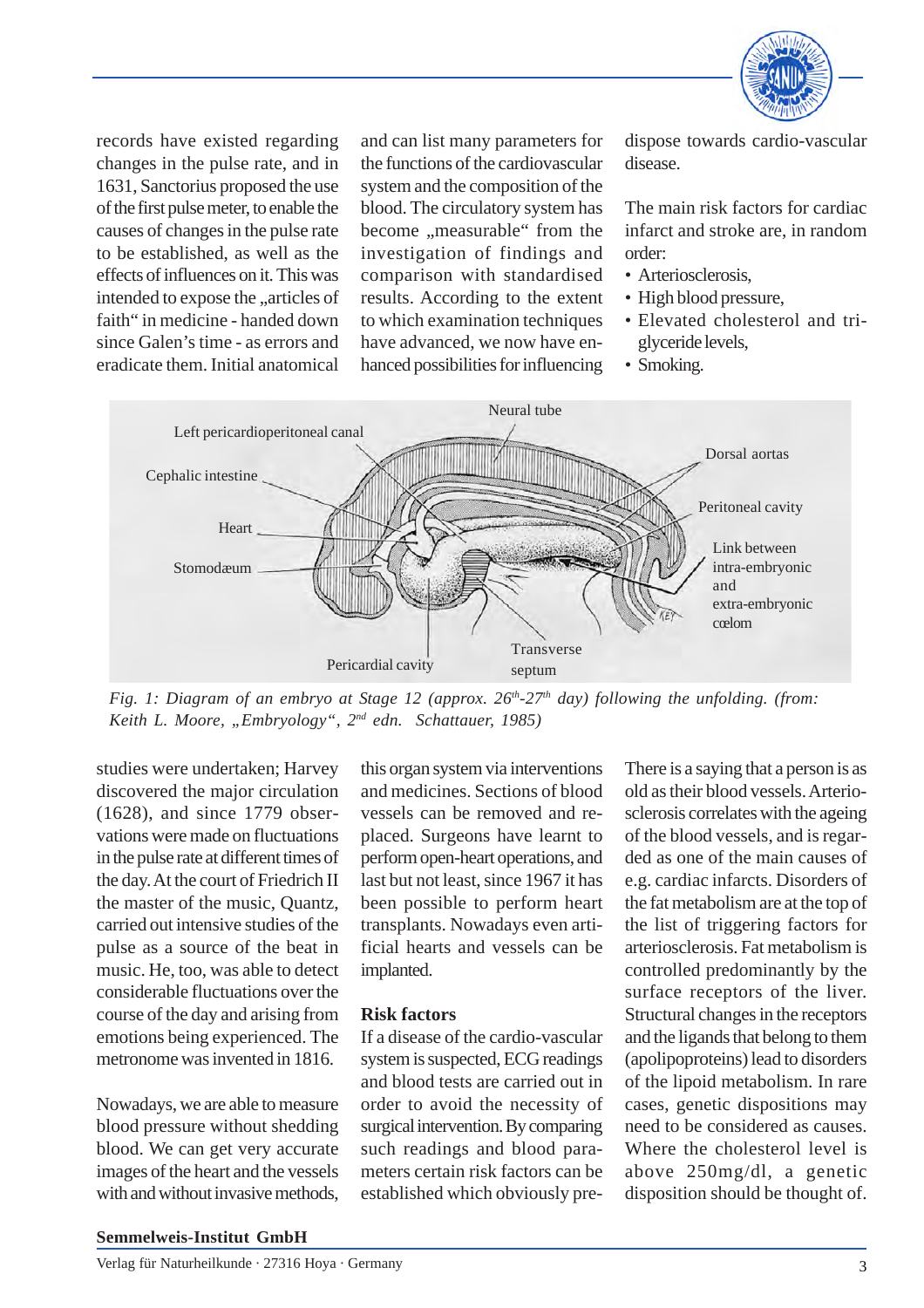records have existed regarding changes in the pulse rate, and in 1631, Sanctorius proposed the use of the first pulse meter, to enable the causes of changes in the pulse rate to be established, as well as the effects of influences on it. This was intended to expose the „articles of faith“ in medicine - handed down since Galen’s time - as errors and eradicate them. Initial anatomical and can list many parameters for the functions of the cardiovascular system and the composition of the blood. The circulatory system has become „measurable“ from the investigation of findings and comparison with standardised results. According to the extent to which examination techniques have advanced, we now have enhanced possibilities for influencing dispose towards cardio-vascular disease.

The main risk factors for cardiac infarct and stroke are, in random order:

- Arteriosclerosis,
- High blood pressure,
- Elevated cholesterol and triglyceride levels,
- Smoking.

*Fig. 1: Diagram of an embryo at Stage 12 (approx. 26th-27th day) following the unfolding. (from: Keith L. Moore, „Embryology“, 2nd edn. Schattauer, 1985)*

studies were undertaken; Harvey discovered the major circulation (1628), and since 1779 observations were made on fluctuations in the pulse rate at different times of the day. At the court of Friedrich II the master of the music, Quantz, carried out intensive studies of the pulse as a source of the beat in music. He, too, was able to detect considerable fluctuations over the course of the day and arising from emotions being experienced. The metronome was invented in 1816.

Nowadays, we are able to measure blood pressure without shedding blood. We can get very accurate images of the heart and the vessels with and without invasive methods, this organ system via interventions and medicines. Sections of blood vessels can be removed and replaced. Surgeons have learnt to perform open-heart operations, and last but not least, since 1967 it has been possible to perform heart transplants. Nowadays even artificial hearts and vessels can be implanted.

## Risk factors

If a disease of the cardio-vascular system is suspected, ECG readings and blood tests are carried out in order to avoid the necessity of surgical intervention. By comparing such readings and blood parameters certain risk factors can be established which obviously pre-

There is a saying that a person is as old as their blood vessels. Arteriosclerosis correlates with the ageing of the blood vessels, and is regarded as one of the main causes of e.g. cardiac infarcts. Disorders of the fat metabolism are at the top of the list of triggering factors for arteriosclerosis. Fat metabolism is controlled predominantly by the surface receptors of the liver. Structural changes in the receptors and the ligands that belong to them (apolipoproteins) lead to disorders of the lipoid metabolism. In rare cases, genetic dispositions may need to be considered as causes. Where the cholesterol level is above 250mg/dl, a genetic disposition should be thought of.

**Semmelweis-Institut GmbH**

Verlag für Naturheilkunde · 27316 Hoya · Germany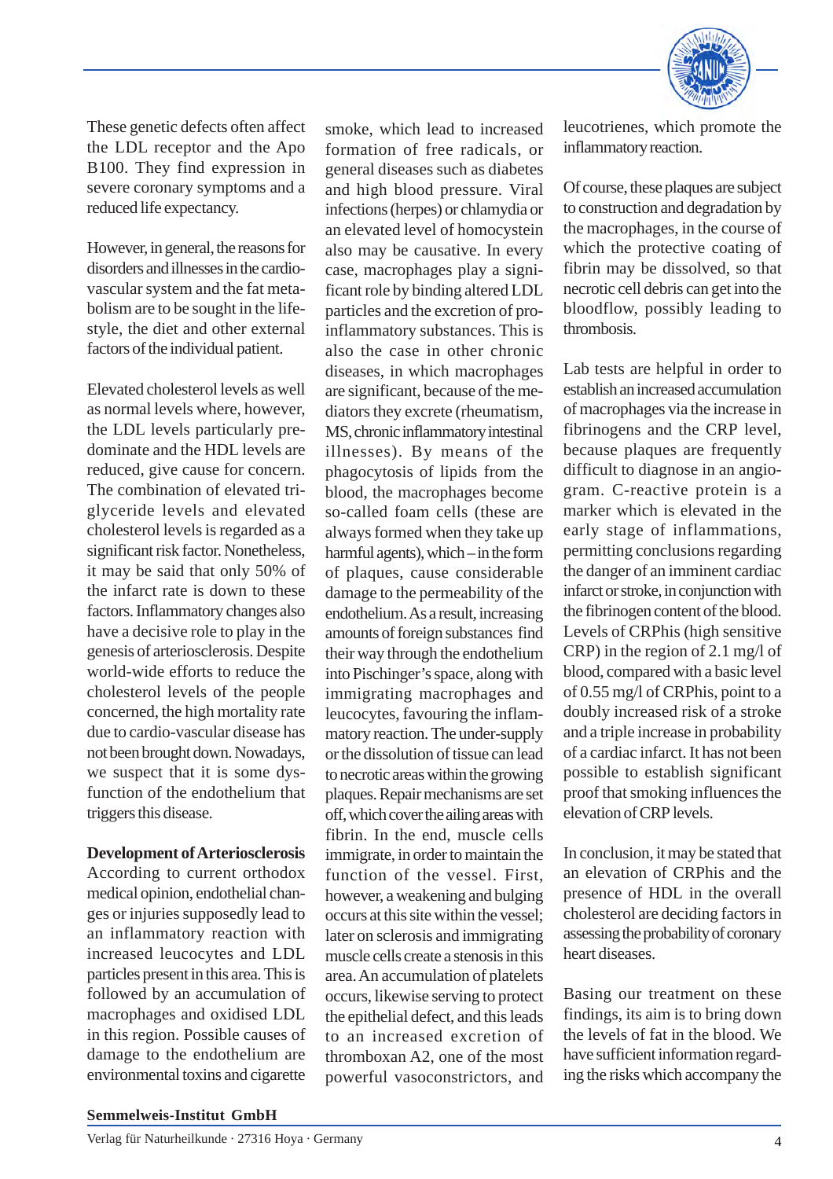These genetic defects often affect the LDL receptor and the Apo B100. They find expression in severe coronary symptoms and a reduced life expectancy.

However, in general, the reasons for disorders and illnesses in the cardiovascular system and the fat metabolism are to be sought in the lifestyle, the diet and other external factors of the individual patient.

Elevated cholesterol levels as well as normal levels where, however, the LDL levels particularly predominate and the HDL levels are reduced, give cause for concern. The combination of elevated triglyceride levels and elevated cholesterol levels is regarded as a significant risk factor. Nonetheless, it may be said that only 50% of the infarct rate is down to these factors. Inflammatory changes also have a decisive role to play in the genesis of arteriosclerosis. Despite world-wide efforts to reduce the cholesterol levels of the people concerned, the high mortality rate due to cardio-vascular disease has not been brought down. Nowadays, we suspect that it is some dysfunction of the endothelium that triggers this disease.

**Development of Arteriosclerosis**

According to current orthodox medical opinion, endothelial changes or injuries supposedly lead to an inflammatory reaction with increased leucocytes and LDL particles present in this area. This is followed by an accumulation of macrophages and oxidised LDL in this region. Possible causes of damage to the endothelium are environmental toxins and cigarette smoke, which lead to increased formation of free radicals, or general diseases such as diabetes and high blood pressure. Viral infections (herpes) or chlamydia or an elevated level of homocystein also may be causative. In every case, macrophages play a significant role by binding altered LDL particles and the excretion of pro-inflammatory substances. This is also the case in other chronic diseases, in which macrophages are significant, because of the mediators they excrete (rheumatism, MS, chronic inflammatory intestinal illnesses). By means of the phagocytosis of lipids from the blood, the macrophages become so-called foam cells (these are always formed when they take up harmful agents), which – in the form of plaques, cause considerable damage to the permeability of the endothelium. As a result, increasing amounts of foreign substances find their way through the endothelium into Pischinger's space, along with immigrating macrophages and leucocytes, favouring the inflammatory reaction. The under-supply or the dissolution of tissue can lead to necrotic areas within the growing plaques. Repair mechanisms are set off, which cover the ailing areas with fibrin. In the end, muscle cells immigrate, in order to maintain the function of the vessel. First, however, a weakening and bulging occurs at this site within the vessel; later on sclerosis and immigrating muscle cells create a stenosis in this area. An accumulation of platelets occurs, likewise serving to protect the epithelial defect, and this leads to an increased excretion of thromboxan A2, one of the most powerful vasoconstrictors, and leucotrienes, which promote the inflammatory reaction.

Of course, these plaques are subject to construction and degradation by the macrophages, in the course of which the protective coating of fibrin may be dissolved, so that necrotic cell debris can get into the bloodflow, possibly leading to thrombosis.

Lab tests are helpful in order to establish an increased accumulation of macrophages via the increase in fibrinogens and the CRP level, because plaques are frequently difficult to diagnose in an angiogram. C-reactive protein is a marker which is elevated in the early stage of inflammations, permitting conclusions regarding the danger of an imminent cardiac infarct or stroke, in conjunction with the fibrinogen content of the blood. Levels of CRPhis (high sensitive CRP) in the region of 2.1 mg/l of blood, compared with a basic level of 0.55 mg/l of CRPhis, point to a doubly increased risk of a stroke and a triple increase in probability of a cardiac infarct. It has not been possible to establish significant proof that smoking influences the elevation of CRP levels.

In conclusion, it may be stated that an elevation of CRPhis and the presence of HDL in the overall cholesterol are deciding factors in assessing the probability of coronary heart diseases.

Basing our treatment on these findings, its aim is to bring down the levels of fat in the blood. We have sufficient information regarding the risks which accompany the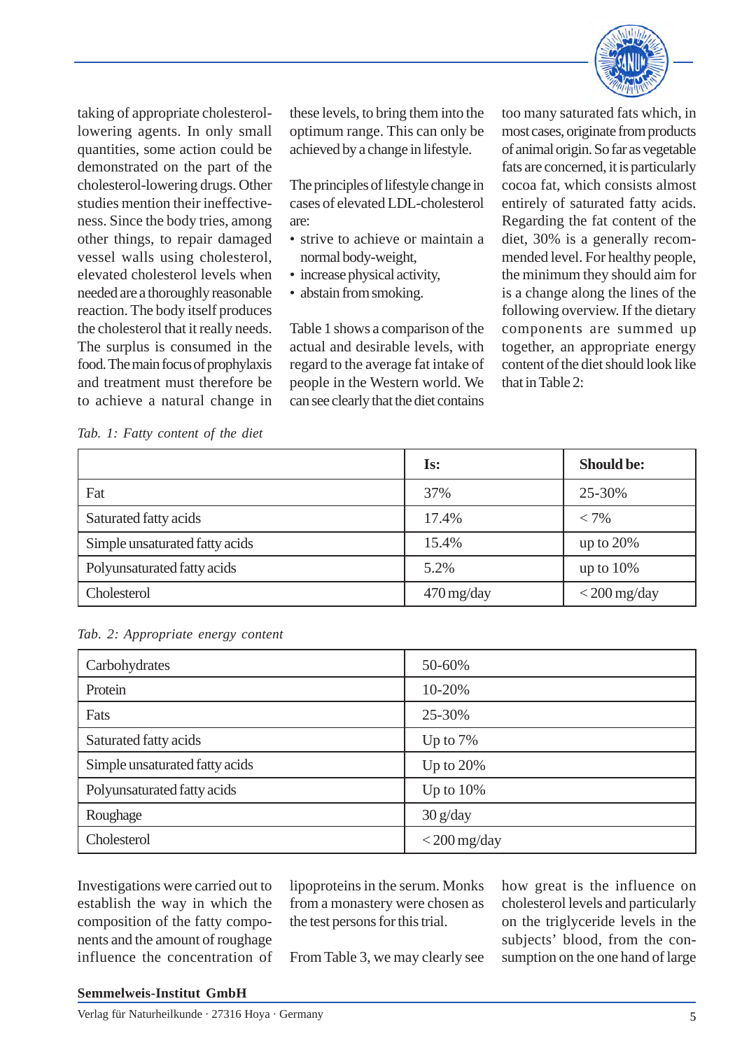taking of appropriate cholesterol-lowering agents. In only small quantities, some action could be demonstrated on the part of the cholesterol-lowering drugs. Other studies mention their ineffectiveness. Since the body tries, among other things, to repair damaged vessel walls using cholesterol, elevated cholesterol levels when needed are a thoroughly reasonable reaction. The body itself produces the cholesterol that it really needs. The surplus is consumed in the food. The main focus of prophylaxis and treatment must therefore be to achieve a natural change in these levels, to bring them into the optimum range. This can only be achieved by a change in lifestyle.

The principles of lifestyle change in cases of elevated LDL-cholesterol are:

- strive to achieve or maintain a normal body-weight,
- increase physical activity,
- abstain from smoking.

Table 1 shows a comparison of the actual and desirable levels, with regard to the average fat intake of people in the Western world. We can see clearly that the diet contains too many saturated fats which, in most cases, originate from products of animal origin. So far as vegetable fats are concerned, it is particularly cocoa fat, which consists almost entirely of saturated fatty acids. Regarding the fat content of the diet, 30% is a generally recommended level. For healthy people, the minimum they should aim for is a change along the lines of the following overview. If the dietary components are summed up together, an appropriate energy content of the diet should look like that in Table 2:

*Tab. 1: Fatty content of the diet*

| | **Is:** | **Should be:** |
|---|---|---|
| Fat | 37% | 25-30% |
| Saturated fatty acids | 17.4% | < 7% |
| Simple unsaturated fatty acids | 15.4% | up to 20% |
| Polyunsaturated fatty acids | 5.2% | up to 10% |
| Cholesterol | 470 mg/day | < 200 mg/day |

*Tab. 2: Appropriate energy content*

| | |
|---|---|
| Carbohydrates | 50-60% |
| Protein | 10-20% |
| Fats | 25-30% |
| Saturated fatty acids | Up to 7% |
| Simple unsaturated fatty acids | Up to 20% |
| Polyunsaturated fatty acids | Up to 10% |
| Roughage | 30 g/day |
| Cholesterol | < 200 mg/day |

Investigations were carried out to establish the way in which the composition of the fatty components and the amount of roughage influence the concentration of lipoproteins in the serum. Monks from a monastery were chosen as the test persons for this trial.

From Table 3, we may clearly see how great is the influence on cholesterol levels and particularly on the triglyceride levels in the subjects' blood, from the consumption on the one hand of large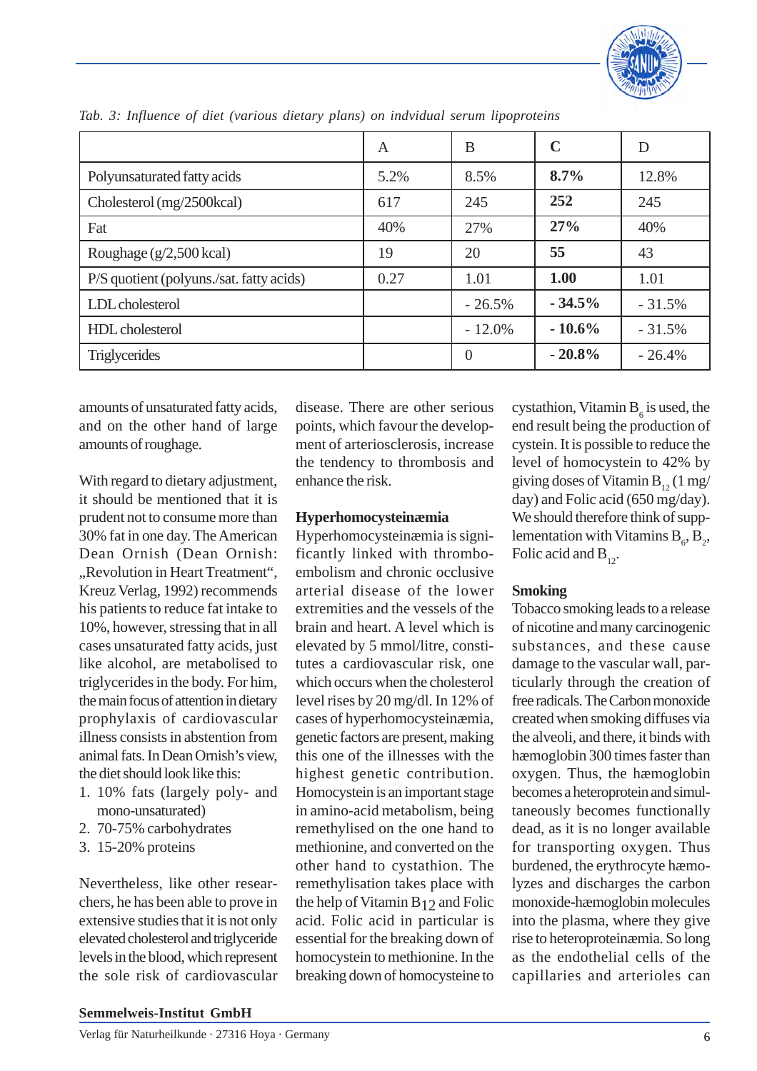*Tab. 3: Influence of diet (various dietary plans) on indvidual serum lipoproteins*

| | A | B | **C** | D |
|---|---|---|---|---|
| Polyunsaturated fatty acids | 5.2% | 8.5% | **8.7%** | 12.8% |
| Cholesterol (mg/2500kcal) | 617 | 245 | **252** | 245 |
| Fat | 40% | 27% | **27%** | 40% |
| Roughage (g/2,500 kcal) | 19 | 20 | **55** | 43 |
| P/S quotient (polyuns./sat. fatty acids) | 0.27 | 1.01 | **1.00** | 1.01 |
| LDL cholesterol | | - 26.5% | **- 34.5%** | - 31.5% |
| HDL cholesterol | | - 12.0% | **- 10.6%** | - 31.5% |
| Triglycerides | | 0 | **- 20.8%** | - 26.4% |

amounts of unsaturated fatty acids, and on the other hand of large amounts of roughage.

With regard to dietary adjustment, it should be mentioned that it is prudent not to consume more than 30% fat in one day. The American Dean Ornish (Dean Ornish: „Revolution in Heart Treatment“, Kreuz Verlag, 1992) recommends his patients to reduce fat intake to 10%, however, stressing that in all cases unsaturated fatty acids, just like alcohol, are metabolised to triglycerides in the body. For him, the main focus of attention in dietary prophylaxis of cardiovascular illness consists in abstention from animal fats. In Dean Ornish's view, the diet should look like this:

1. 10% fats (largely poly- and mono-unsaturated)
2. 70-75% carbohydrates
3. 15-20% proteins

Nevertheless, like other researchers, he has been able to prove in extensive studies that it is not only elevated cholesterol and triglyceride levels in the blood, which represent the sole risk of cardiovascular disease. There are other serious points, which favour the development of arteriosclerosis, increase the tendency to thrombosis and enhance the risk.

**Hyperhomocysteinæmia**

Hyperhomocysteinæmia is significantly linked with thromboembolism and chronic occlusive arterial disease of the lower extremities and the vessels of the brain and heart. A level which is elevated by 5 mmol/litre, constitutes a cardiovascular risk, one which occurs when the cholesterol level rises by 20 mg/dl. In 12% of cases of hyperhomocysteinæmia, genetic factors are present, making this one of the illnesses with the highest genetic contribution. Homocystein is an important stage in amino-acid metabolism, being remethylised on the one hand to methionine, and converted on the other hand to cystathion. The remethylisation takes place with the help of Vitamin $B_{12}$ and Folic acid. Folic acid in particular is essential for the breaking down of homocystein to methionine. In the breaking down of homocysteine to cystathion, Vitamin $B_6$ is used, the end result being the production of cystein. It is possible to reduce the level of homocystein to 42% by giving doses of Vitamin $B_{12}$ (1 mg/day) and Folic acid (650 mg/day). We should therefore think of supplementation with Vitamins $B_6$, $B_2$, Folic acid and $B_{12}$.

**Smoking**

Tobacco smoking leads to a release of nicotine and many carcinogenic substances, and these cause damage to the vascular wall, particularly through the creation of free radicals. The Carbon monoxide created when smoking diffuses via the alveoli, and there, it binds with hæmoglobin 300 times faster than oxygen. Thus, the hæmoglobin becomes a heteroprotein and simultaneously becomes functionally dead, as it is no longer available for transporting oxygen. Thus burdened, the erythrocyte hæmolyzes and discharges the carbon monoxide-hæmoglobin molecules into the plasma, where they give rise to heteroproteinæmia. So long as the endothelial cells of the capillaries and arterioles can

**Semmelweis-Institut GmbH**

Verlag für Naturheilkunde · 27316 Hoya · Germany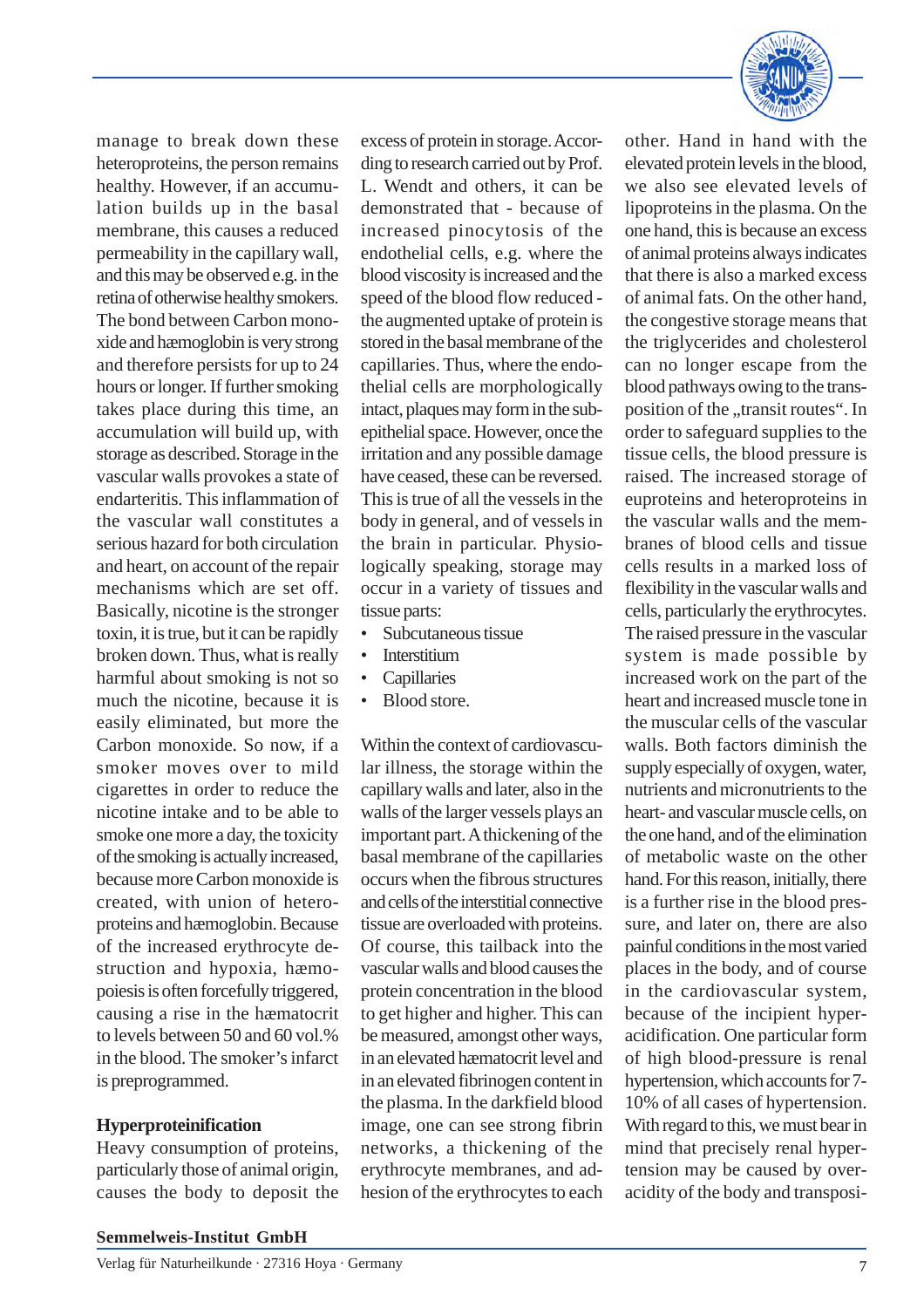manage to break down these heteroproteins, the person remains healthy. However, if an accumulation builds up in the basal membrane, this causes a reduced permeability in the capillary wall, and this may be observed e.g. in the retina of otherwise healthy smokers. The bond between Carbon monoxide and hæmoglobin is very strong and therefore persists for up to 24 hours or longer. If further smoking takes place during this time, an accumulation will build up, with storage as described. Storage in the vascular walls provokes a state of endarteritis. This inflammation of the vascular wall constitutes a serious hazard for both circulation and heart, on account of the repair mechanisms which are set off. Basically, nicotine is the stronger toxin, it is true, but it can be rapidly broken down. Thus, what is really harmful about smoking is not so much the nicotine, because it is easily eliminated, but more the Carbon monoxide. So now, if a smoker moves over to mild cigarettes in order to reduce the nicotine intake and to be able to smoke one more a day, the toxicity of the smoking is actually increased, because more Carbon monoxide is created, with union of heteroproteins and hæmoglobin. Because of the increased erythrocyte destruction and hypoxia, hæmopoiesis is often forcefully triggered, causing a rise in the hæmatocrit to levels between 50 and 60 vol.% in the blood. The smoker's infarct is preprogrammed.

**Hyperproteinification**

Heavy consumption of proteins, particularly those of animal origin, causes the body to deposit the excess of protein in storage. According to research carried out by Prof. L. Wendt and others, it can be demonstrated that - because of increased pinocytosis of the endothelial cells, e.g. where the blood viscosity is increased and the speed of the blood flow reduced - the augmented uptake of protein is stored in the basal membrane of the capillaries. Thus, where the endothelial cells are morphologically intact, plaques may form in the subepithelial space. However, once the irritation and any possible damage have ceased, these can be reversed. This is true of all the vessels in the body in general, and of vessels in the brain in particular. Physiologically speaking, storage may occur in a variety of tissues and tissue parts:

- Subcutaneous tissue
- Interstitium
- Capillaries
- Blood store.

Within the context of cardiovascular illness, the storage within the capillary walls and later, also in the walls of the larger vessels plays an important part. A thickening of the basal membrane of the capillaries occurs when the fibrous structures and cells of the interstitial connective tissue are overloaded with proteins. Of course, this tailback into the vascular walls and blood causes the protein concentration in the blood to get higher and higher. This can be measured, amongst other ways, in an elevated hæmatocrit level and in an elevated fibrinogen content in the plasma. In the darkfield blood image, one can see strong fibrin networks, a thickening of the erythrocyte membranes, and adhesion of the erythrocytes to each other. Hand in hand with the elevated protein levels in the blood, we also see elevated levels of lipoproteins in the plasma. On the one hand, this is because an excess of animal proteins always indicates that there is also a marked excess of animal fats. On the other hand, the congestive storage means that the triglycerides and cholesterol can no longer escape from the blood pathways owing to the transposition of the „transit routes“. In order to safeguard supplies to the tissue cells, the blood pressure is raised. The increased storage of euproteins and heteroproteins in the vascular walls and the membranes of blood cells and tissue cells results in a marked loss of flexibility in the vascular walls and cells, particularly the erythrocytes. The raised pressure in the vascular system is made possible by increased work on the part of the heart and increased muscle tone in the muscular cells of the vascular walls. Both factors diminish the supply especially of oxygen, water, nutrients and micronutrients to the heart- and vascular muscle cells, on the one hand, and of the elimination of metabolic waste on the other hand. For this reason, initially, there is a further rise in the blood pressure, and later on, there are also painful conditions in the most varied places in the body, and of course in the cardiovascular system, because of the incipient hyperacidification. One particular form of high blood-pressure is renal hypertension, which accounts for 7-10% of all cases of hypertension. With regard to this, we must bear in mind that precisely renal hypertension may be caused by overacidity of the body and transposi-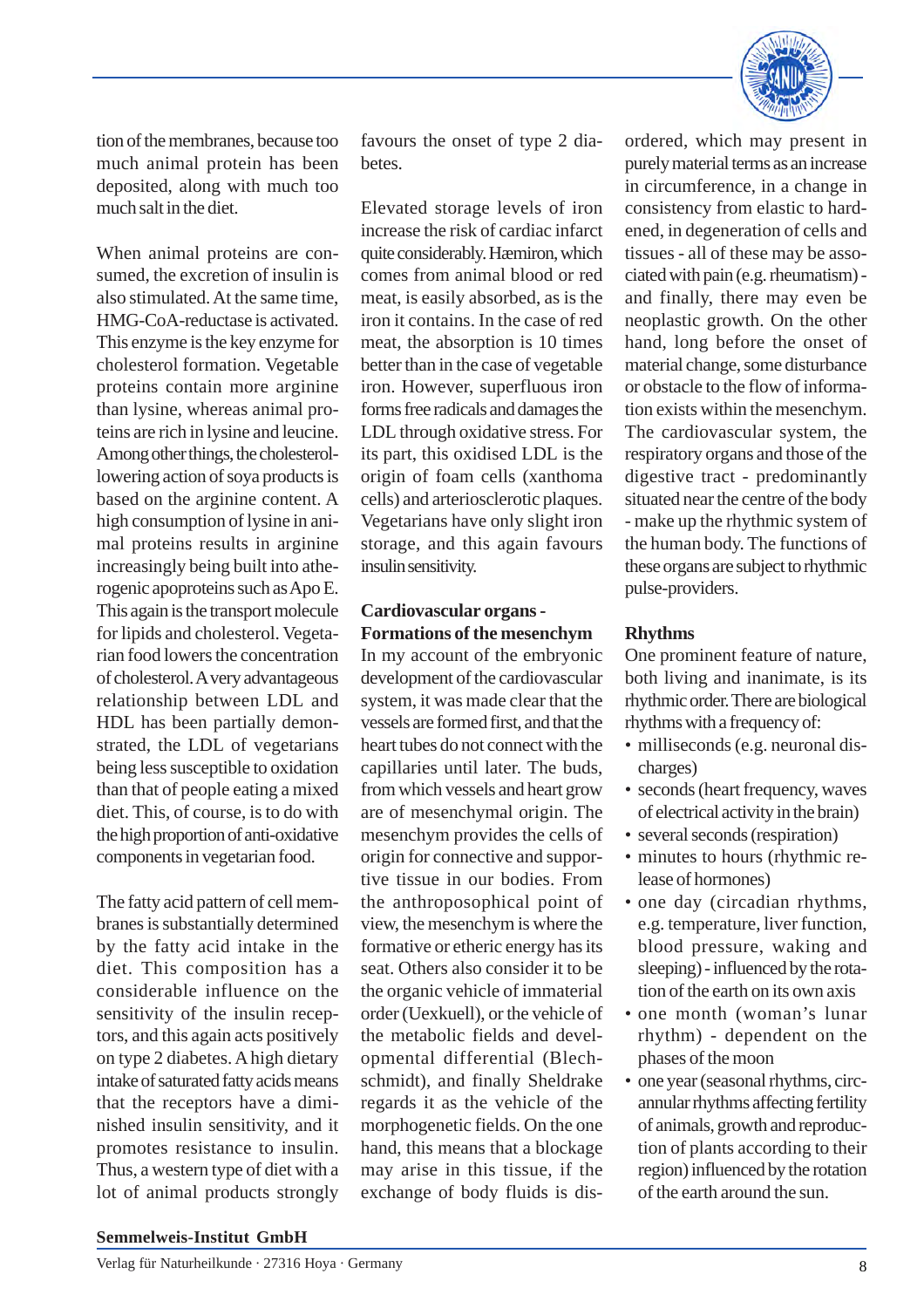tion of the membranes, because too much animal protein has been deposited, along with much too much salt in the diet.

When animal proteins are consumed, the excretion of insulin is also stimulated. At the same time, HMG-CoA-reductase is activated. This enzyme is the key enzyme for cholesterol formation. Vegetable proteins contain more arginine than lysine, whereas animal proteins are rich in lysine and leucine. Among other things, the cholesterol-lowering action of soya products is based on the arginine content. A high consumption of lysine in animal proteins results in arginine increasingly being built into atherogenic apoproteins such as Apo E. This again is the transport molecule for lipids and cholesterol. Vegetarian food lowers the concentration of cholesterol. A very advantageous relationship between LDL and HDL has been partially demonstrated, the LDL of vegetarians being less susceptible to oxidation than that of people eating a mixed diet. This, of course, is to do with the high proportion of anti-oxidative components in vegetarian food.

The fatty acid pattern of cell membranes is substantially determined by the fatty acid intake in the diet. This composition has a considerable influence on the sensitivity of the insulin receptors, and this again acts positively on type 2 diabetes. A high dietary intake of saturated fatty acids means that the receptors have a diminished insulin sensitivity, and it promotes resistance to insulin. Thus, a western type of diet with a lot of animal products strongly favours the onset of type 2 diabetes.

Elevated storage levels of iron increase the risk of cardiac infarct quite considerably. Hæmiron, which comes from animal blood or red meat, is easily absorbed, as is the iron it contains. In the case of red meat, the absorption is 10 times better than in the case of vegetable iron. However, superfluous iron forms free radicals and damages the LDL through oxidative stress. For its part, this oxidised LDL is the origin of foam cells (xanthoma cells) and arteriosclerotic plaques. Vegetarians have only slight iron storage, and this again favours insulin sensitivity.

## Cardiovascular organs - Formations of the mesenchym

In my account of the embryonic development of the cardiovascular system, it was made clear that the vessels are formed first, and that the heart tubes do not connect with the capillaries until later. The buds, from which vessels and heart grow are of mesenchymal origin. The mesenchym provides the cells of origin for connective and supportive tissue in our bodies. From the anthroposophical point of view, the mesenchym is where the formative or etheric energy has its seat. Others also consider it to be the organic vehicle of immaterial order (Uexkuell), or the vehicle of the metabolic fields and developmental differential (Blechschmidt), and finally Sheldrake regards it as the vehicle of the morphogenetic fields. On the one hand, this means that a blockage may arise in this tissue, if the exchange of body fluids is disordered, which may present in purely material terms as an increase in circumference, in a change in consistency from elastic to hardened, in degeneration of cells and tissues - all of these may be associated with pain (e.g. rheumatism) - and finally, there may even be neoplastic growth. On the other hand, long before the onset of material change, some disturbance or obstacle to the flow of information exists within the mesenchym. The cardiovascular system, the respiratory organs and those of the digestive tract - predominantly situated near the centre of the body - make up the rhythmic system of the human body. The functions of these organs are subject to rhythmic pulse-providers.

## Rhythms

One prominent feature of nature, both living and inanimate, is its rhythmic order. There are biological rhythms with a frequency of:

- milliseconds (e.g. neuronal discharges)
- seconds (heart frequency, waves of electrical activity in the brain)
- several seconds (respiration)
- minutes to hours (rhythmic release of hormones)
- one day (circadian rhythms, e.g. temperature, liver function, blood pressure, waking and sleeping) - influenced by the rotation of the earth on its own axis
- one month (woman's lunar rhythm) - dependent on the phases of the moon
- one year (seasonal rhythms, circannular rhythms affecting fertility of animals, growth and reproduction of plants according to their region) influenced by the rotation of the earth around the sun.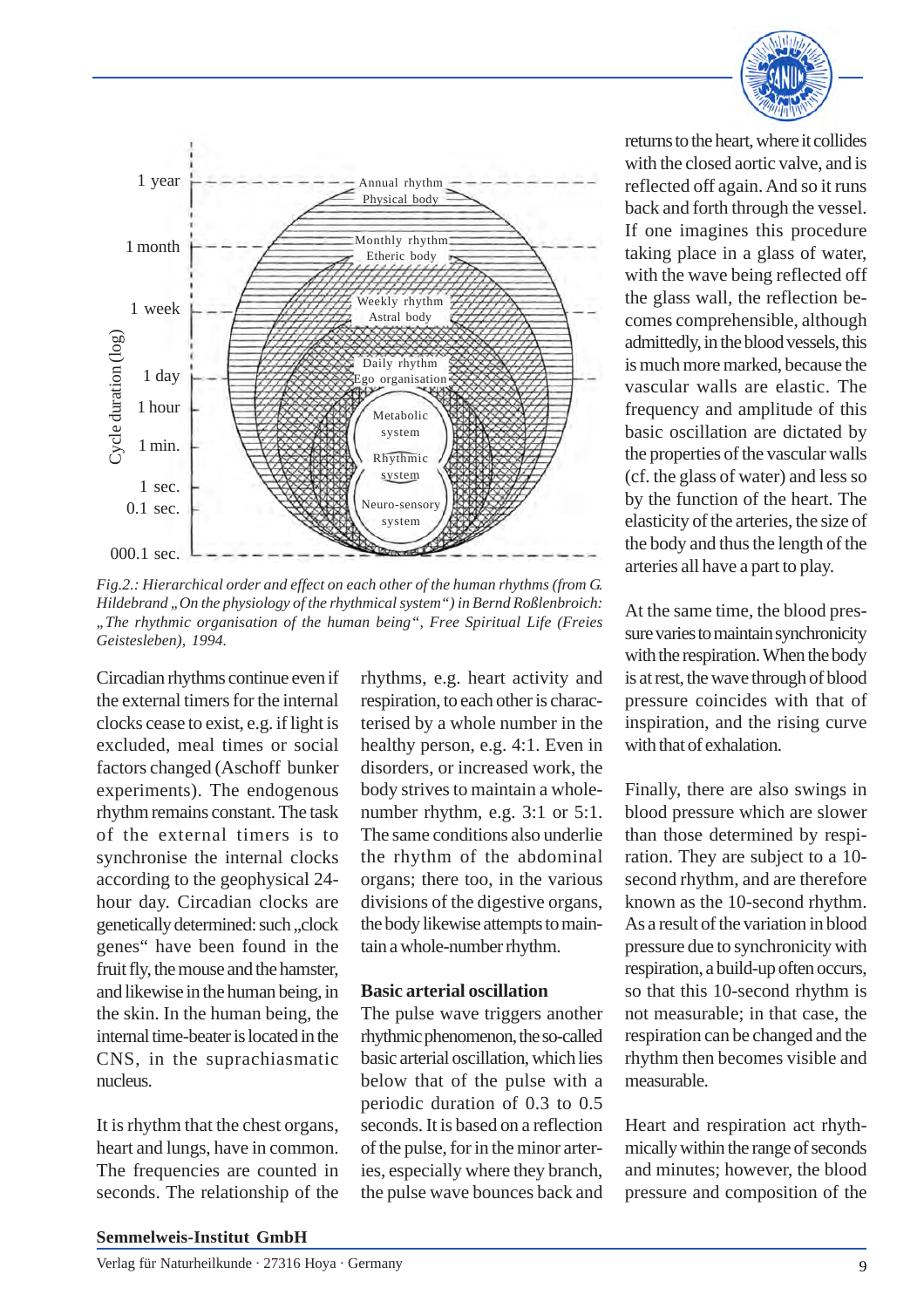*Fig.2.: Hierarchical order and effect on each other of the human rhythms (from G. Hildebrand „On the physiology of the rhythmical system“) in Bernd Roßlenbroich: „The rhythmic organisation of the human being“, Free Spiritual Life (Freies Geistesleben), 1994.*

Circadian rhythms continue even if the external timers for the internal clocks cease to exist, e.g. if light is excluded, meal times or social factors changed (Aschoff bunker experiments). The endogenous rhythm remains constant. The task of the external timers is to synchronise the internal clocks according to the geophysical 24-hour day. Circadian clocks are genetically determined: such „clock genes“ have been found in the fruit fly, the mouse and the hamster, and likewise in the human being, in the skin. In the human being, the internal time-beater is located in the CNS, in the suprachiasmatic nucleus.

It is rhythm that the chest organs, heart and lungs, have in common. The frequencies are counted in seconds. The relationship of the rhythms, e.g. heart activity and respiration, to each other is characterised by a whole number in the healthy person, e.g. 4:1. Even in disorders, or increased work, the body strives to maintain a whole-number rhythm, e.g. 3:1 or 5:1. The same conditions also underlie the rhythm of the abdominal organs; there too, in the various divisions of the digestive organs, the body likewise attempts to maintain a whole-number rhythm.

### Basic arterial oscillation

The pulse wave triggers another rhythmic phenomenon, the so-called basic arterial oscillation, which lies below that of the pulse with a periodic duration of 0.3 to 0.5 seconds. It is based on a reflection of the pulse, for in the minor arteries, especially where they branch, the pulse wave bounces back and returns to the heart, where it collides with the closed aortic valve, and is reflected off again. And so it runs back and forth through the vessel. If one imagines this procedure taking place in a glass of water, with the wave being reflected off the glass wall, the reflection becomes comprehensible, although admittedly, in the blood vessels, this is much more marked, because the vascular walls are elastic. The frequency and amplitude of this basic oscillation are dictated by the properties of the vascular walls (cf. the glass of water) and less so by the function of the heart. The elasticity of the arteries, the size of the body and thus the length of the arteries all have a part to play.

At the same time, the blood pressure varies to maintain synchronicity with the respiration. When the body is at rest, the wave through of blood pressure coincides with that of inspiration, and the rising curve with that of exhalation.

Finally, there are also swings in blood pressure which are slower than those determined by respiration. They are subject to a 10-second rhythm, and are therefore known as the 10-second rhythm. As a result of the variation in blood pressure due to synchronicity with respiration, a build-up often occurs, so that this 10-second rhythm is not measurable; in that case, the respiration can be changed and the rhythm then becomes visible and measurable.

Heart and respiration act rhythmically within the range of seconds and minutes; however, the blood pressure and composition of the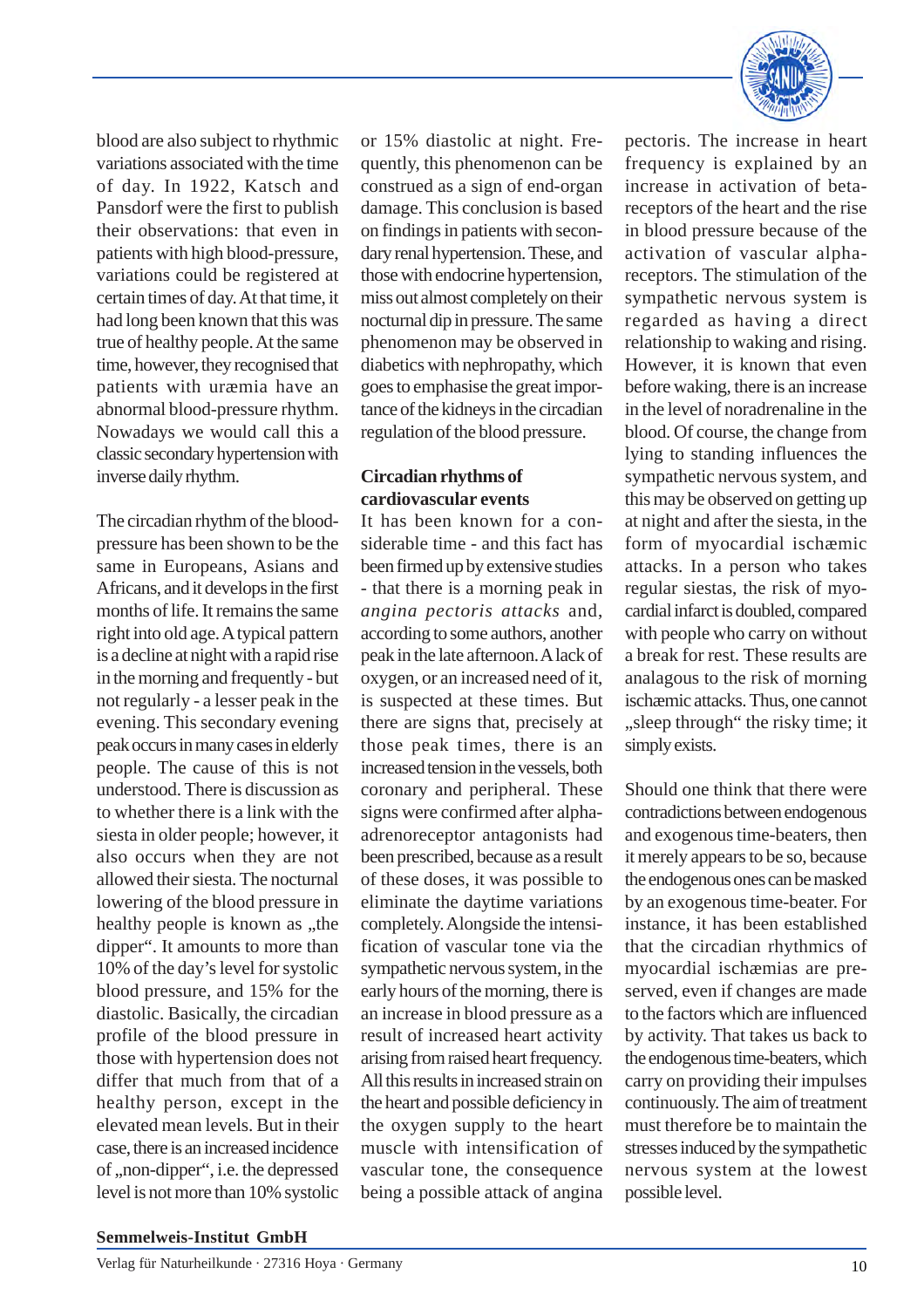blood are also subject to rhythmic variations associated with the time of day. In 1922, Katsch and Pansdorf were the first to publish their observations: that even in patients with high blood-pressure, variations could be registered at certain times of day. At that time, it had long been known that this was true of healthy people. At the same time, however, they recognised that patients with uræmia have an abnormal blood-pressure rhythm. Nowadays we would call this a classic secondary hypertension with inverse daily rhythm.

The circadian rhythm of the blood-pressure has been shown to be the same in Europeans, Asians and Africans, and it develops in the first months of life. It remains the same right into old age. A typical pattern is a decline at night with a rapid rise in the morning and frequently - but not regularly - a lesser peak in the evening. This secondary evening peak occurs in many cases in elderly people. The cause of this is not understood. There is discussion as to whether there is a link with the siesta in older people; however, it also occurs when they are not allowed their siesta. The nocturnal lowering of the blood pressure in healthy people is known as „the dipper". It amounts to more than 10% of the day's level for systolic blood pressure, and 15% for the diastolic. Basically, the circadian profile of the blood pressure in those with hypertension does not differ that much from that of a healthy person, except in the elevated mean levels. But in their case, there is an increased incidence of „non-dipper", i.e. the depressed level is not more than 10% systolic or 15% diastolic at night. Frequently, this phenomenon can be construed as a sign of end-organ damage. This conclusion is based on findings in patients with secondary renal hypertension. These, and those with endocrine hypertension, miss out almost completely on their nocturnal dip in pressure. The same phenomenon may be observed in diabetics with nephropathy, which goes to emphasise the great importance of the kidneys in the circadian regulation of the blood pressure.

## Circadian rhythms of cardiovascular events

It has been known for a considerable time - and this fact has been firmed up by extensive studies - that there is a morning peak in *angina pectoris attacks* and, according to some authors, another peak in the late afternoon. A lack of oxygen, or an increased need of it, is suspected at these times. But there are signs that, precisely at those peak times, there is an increased tension in the vessels, both coronary and peripheral. These signs were confirmed after alpha-adrenoreceptor antagonists had been prescribed, because as a result of these doses, it was possible to eliminate the daytime variations completely. Alongside the intensification of vascular tone via the sympathetic nervous system, in the early hours of the morning, there is an increase in blood pressure as a result of increased heart activity arising from raised heart frequency. All this results in increased strain on the heart and possible deficiency in the oxygen supply to the heart muscle with intensification of vascular tone, the consequence being a possible attack of angina pectoris. The increase in heart frequency is explained by an increase in activation of beta-receptors of the heart and the rise in blood pressure because of the activation of vascular alpha-receptors. The stimulation of the sympathetic nervous system is regarded as having a direct relationship to waking and rising. However, it is known that even before waking, there is an increase in the level of noradrenaline in the blood. Of course, the change from lying to standing influences the sympathetic nervous system, and this may be observed on getting up at night and after the siesta, in the form of myocardial ischæmic attacks. In a person who takes regular siestas, the risk of myocardial infarct is doubled, compared with people who carry on without a break for rest. These results are analagous to the risk of morning ischæmic attacks. Thus, one cannot „sleep through" the risky time; it simply exists.

Should one think that there were contradictions between endogenous and exogenous time-beaters, then it merely appears to be so, because the endogenous ones can be masked by an exogenous time-beater. For instance, it has been established that the circadian rhythmics of myocardial ischæmias are preserved, even if changes are made to the factors which are influenced by activity. That takes us back to the endogenous time-beaters, which carry on providing their impulses continuously. The aim of treatment must therefore be to maintain the stresses induced by the sympathetic nervous system at the lowest possible level.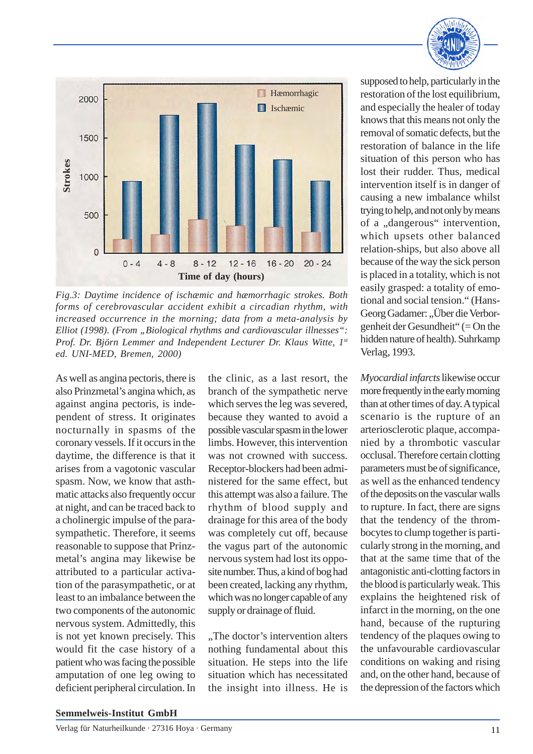*Fig.3: Daytime incidence of ischæmic and hæmorrhagic strokes. Both forms of cerebrovascular accident exhibit a circadian rhythm, with increased occurrence in the morning; data from a meta-analysis by Elliot (1998). (From „Biological rhythms and cardiovascular illnesses": Prof. Dr. Björn Lemmer and Independent Lecturer Dr. Klaus Witte, 1st ed. UNI-MED, Bremen, 2000)*

As well as angina pectoris, there is also Prinzmetal's angina which, as against angina pectoris, is independent of stress. It originates nocturnally in spasms of the coronary vessels. If it occurs in the daytime, the difference is that it arises from a vagotonic vascular spasm. Now, we know that asthmatic attacks also frequently occur at night, and can be traced back to a cholinergic impulse of the parasympathetic. Therefore, it seems reasonable to suppose that Prinzmetal's angina may likewise be attributed to a particular activation of the parasympathetic, or at least to an imbalance between the two components of the autonomic nervous system. Admittedly, this is not yet known precisely. This would fit the case history of a patient who was facing the possible amputation of one leg owing to deficient peripheral circulation. In the clinic, as a last resort, the branch of the sympathetic nerve which serves the leg was severed, because they wanted to avoid a possible vascular spasm in the lower limbs. However, this intervention was not crowned with success. Receptor-blockers had been administered for the same effect, but this attempt was also a failure. The rhythm of blood supply and drainage for this area of the body was completely cut off, because the vagus part of the autonomic nervous system had lost its opposite number. Thus, a kind of bog had been created, lacking any rhythm, which was no longer capable of any supply or drainage of fluid.

„The doctor's intervention alters nothing fundamental about this situation. He steps into the life situation which has necessitated the insight into illness. He is supposed to help, particularly in the restoration of the lost equilibrium, and especially the healer of today knows that this means not only the removal of somatic defects, but the restoration of balance in the life situation of this person who has lost their rudder. Thus, medical intervention itself is in danger of causing a new imbalance whilst trying to help, and not only by means of a „dangerous" intervention, which upsets other balanced relation-ships, but also above all because of the way the sick person is placed in a totality, which is not easily grasped: a totality of emotional and social tension." (Hans-Georg Gadamer: „Über die Verborgenheit der Gesundheit" (= On the hidden nature of health). Suhrkamp Verlag, 1993.

*Myocardial infarcts* likewise occur more frequently in the early morning than at other times of day. A typical scenario is the rupture of an arteriosclerotic plaque, accompanied by a thrombotic vascular occlusal. Therefore certain clotting parameters must be of significance, as well as the enhanced tendency of the deposits on the vascular walls to rupture. In fact, there are signs that the tendency of the thrombocytes to clump together is particularly strong in the morning, and that at the same time that of the antagonistic anti-clotting factors in the blood is particularly weak. This explains the heightened risk of infarct in the morning, on the one hand, because of the rupturing tendency of the plaques owing to the unfavourable cardiovascular conditions on waking and rising and, on the other hand, because of the depression of the factors which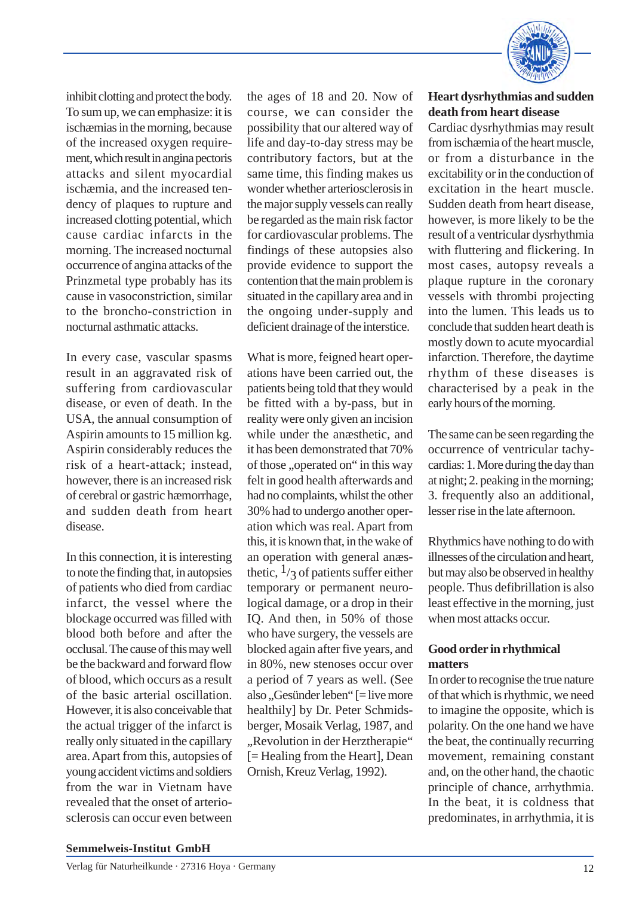inhibit clotting and protect the body. To sum up, we can emphasize: it is ischæmias in the morning, because of the increased oxygen requirement, which result in angina pectoris attacks and silent myocardial ischæmia, and the increased tendency of plaques to rupture and increased clotting potential, which cause cardiac infarcts in the morning. The increased nocturnal occurrence of angina attacks of the Prinzmetal type probably has its cause in vasoconstriction, similar to the broncho-constriction in nocturnal asthmatic attacks.

In every case, vascular spasms result in an aggravated risk of suffering from cardiovascular disease, or even of death. In the USA, the annual consumption of Aspirin amounts to 15 million kg. Aspirin considerably reduces the risk of a heart-attack; instead, however, there is an increased risk of cerebral or gastric hæmorrhage, and sudden death from heart disease.

In this connection, it is interesting to note the finding that, in autopsies of patients who died from cardiac infarct, the vessel where the blockage occurred was filled with blood both before and after the occlusal. The cause of this may well be the backward and forward flow of blood, which occurs as a result of the basic arterial oscillation. However, it is also conceivable that the actual trigger of the infarct is really only situated in the capillary area. Apart from this, autopsies of young accident victims and soldiers from the war in Vietnam have revealed that the onset of arteriosclerosis can occur even between the ages of 18 and 20. Now of course, we can consider the possibility that our altered way of life and day-to-day stress may be contributory factors, but at the same time, this finding makes us wonder whether arteriosclerosis in the major supply vessels can really be regarded as the main risk factor for cardiovascular problems. The findings of these autopsies also provide evidence to support the contention that the main problem is situated in the capillary area and in the ongoing under-supply and deficient drainage of the interstice.

What is more, feigned heart operations have been carried out, the patients being told that they would be fitted with a by-pass, but in reality were only given an incision while under the anæsthetic, and it has been demonstrated that 70% of those „operated on" in this way felt in good health afterwards and had no complaints, whilst the other 30% had to undergo another operation which was real. Apart from this, it is known that, in the wake of an operation with general anæsthetic, $^{1}/_{3}$ of patients suffer either temporary or permanent neurological damage, or a drop in their IQ. And then, in 50% of those who have surgery, the vessels are blocked again after five years, and in 80%, new stenoses occur over a period of 7 years as well. (See also „Gesünder leben" [= live more healthily] by Dr. Peter Schmidsberger, Mosaik Verlag, 1987, and „Revolution in der Herztherapie" [= Healing from the Heart], Dean Ornish, Kreuz Verlag, 1992).

**Heart dysrhythmias and sudden death from heart disease**

Cardiac dysrhythmias may result from ischæmia of the heart muscle, or from a disturbance in the excitability or in the conduction of excitation in the heart muscle. Sudden death from heart disease, however, is more likely to be the result of a ventricular dysrhythmia with fluttering and flickering. In most cases, autopsy reveals a plaque rupture in the coronary vessels with thrombi projecting into the lumen. This leads us to conclude that sudden heart death is mostly down to acute myocardial infarction. Therefore, the daytime rhythm of these diseases is characterised by a peak in the early hours of the morning.

The same can be seen regarding the occurrence of ventricular tachycardias: 1. More during the day than at night; 2. peaking in the morning; 3. frequently also an additional, lesser rise in the late afternoon.

Rhythmics have nothing to do with illnesses of the circulation and heart, but may also be observed in healthy people. Thus defibrillation is also least effective in the morning, just when most attacks occur.

**Good order in rhythmical matters**

In order to recognise the true nature of that which is rhythmic, we need to imagine the opposite, which is polarity. On the one hand we have the beat, the continually recurring movement, remaining constant and, on the other hand, the chaotic principle of chance, arrhythmia. In the beat, it is coldness that predominates, in arrhythmia, it is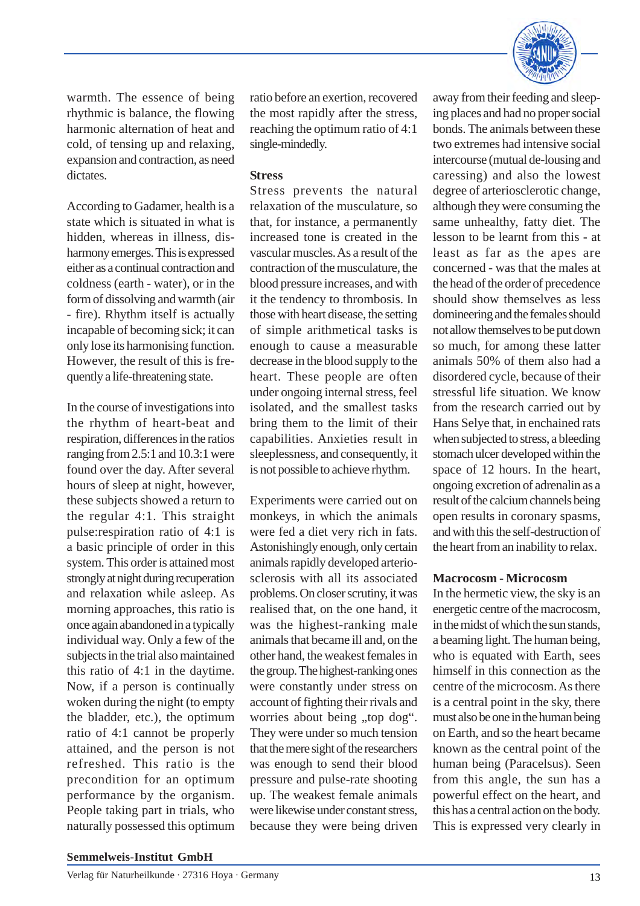warmth. The essence of being rhythmic is balance, the flowing harmonic alternation of heat and cold, of tensing up and relaxing, expansion and contraction, as need dictates.

According to Gadamer, health is a state which is situated in what is hidden, whereas in illness, disharmony emerges. This is expressed either as a continual contraction and coldness (earth - water), or in the form of dissolving and warmth (air - fire). Rhythm itself is actually incapable of becoming sick; it can only lose its harmonising function. However, the result of this is frequently a life-threatening state.

In the course of investigations into the rhythm of heart-beat and respiration, differences in the ratios ranging from 2.5:1 and 10.3:1 were found over the day. After several hours of sleep at night, however, these subjects showed a return to the regular 4:1. This straight pulse:respiration ratio of 4:1 is a basic principle of order in this system. This order is attained most strongly at night during recuperation and relaxation while asleep. As morning approaches, this ratio is once again abandoned in a typically individual way. Only a few of the subjects in the trial also maintained this ratio of 4:1 in the daytime. Now, if a person is continually woken during the night (to empty the bladder, etc.), the optimum ratio of 4:1 cannot be properly attained, and the person is not refreshed. This ratio is the precondition for an optimum performance by the organism. People taking part in trials, who naturally possessed this optimum ratio before an exertion, recovered the most rapidly after the stress, reaching the optimum ratio of 4:1 single-mindedly.

**Stress**

Stress prevents the natural relaxation of the musculature, so that, for instance, a permanently increased tone is created in the vascular muscles. As a result of the contraction of the musculature, the blood pressure increases, and with it the tendency to thrombosis. In those with heart disease, the setting of simple arithmetical tasks is enough to cause a measurable decrease in the blood supply to the heart. These people are often under ongoing internal stress, feel isolated, and the smallest tasks bring them to the limit of their capabilities. Anxieties result in sleeplessness, and consequently, it is not possible to achieve rhythm.

Experiments were carried out on monkeys, in which the animals were fed a diet very rich in fats. Astonishingly enough, only certain animals rapidly developed arteriosclerosis with all its associated problems. On closer scrutiny, it was realised that, on the one hand, it was the highest-ranking male animals that became ill and, on the other hand, the weakest females in the group. The highest-ranking ones were constantly under stress on account of fighting their rivals and worries about being „top dog“. They were under so much tension that the mere sight of the researchers was enough to send their blood pressure and pulse-rate shooting up. The weakest female animals were likewise under constant stress, because they were being driven away from their feeding and sleeping places and had no proper social bonds. The animals between these two extremes had intensive social intercourse (mutual de-lousing and caressing) and also the lowest degree of arteriosclerotic change, although they were consuming the same unhealthy, fatty diet. The lesson to be learnt from this - at least as far as the apes are concerned - was that the males at the head of the order of precedence should show themselves as less domineering and the females should not allow themselves to be put down so much, for among these latter animals 50% of them also had a disordered cycle, because of their stressful life situation. We know from the research carried out by Hans Selye that, in enchained rats when subjected to stress, a bleeding stomach ulcer developed within the space of 12 hours. In the heart, ongoing excretion of adrenalin as a result of the calcium channels being open results in coronary spasms, and with this the self-destruction of the heart from an inability to relax.

**Macrocosm - Microcosm**

In the hermetic view, the sky is an energetic centre of the macrocosm, in the midst of which the sun stands, a beaming light. The human being, who is equated with Earth, sees himself in this connection as the centre of the microcosm. As there is a central point in the sky, there must also be one in the human being on Earth, and so the heart became known as the central point of the human being (Paracelsus). Seen from this angle, the sun has a powerful effect on the heart, and this has a central action on the body. This is expressed very clearly in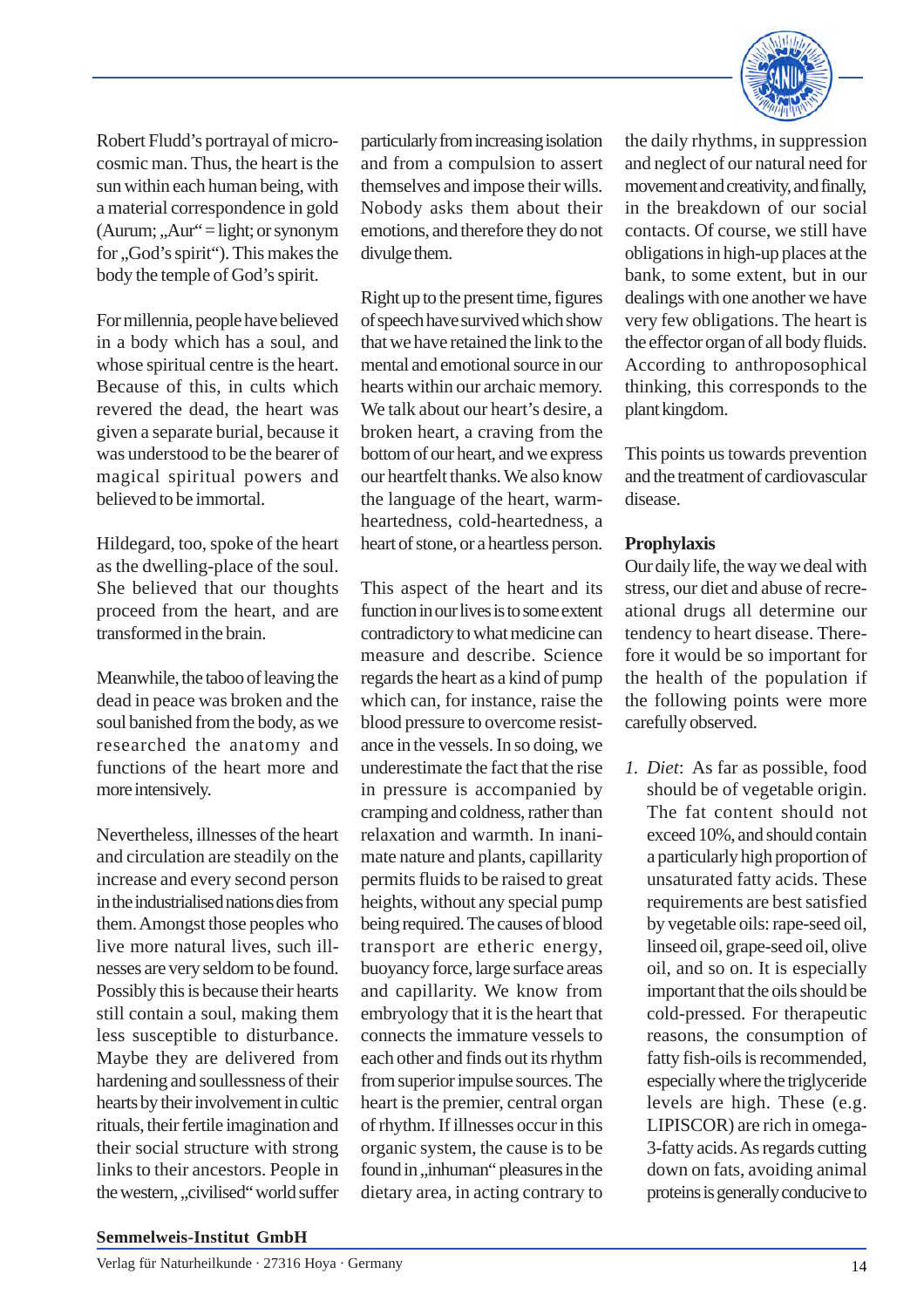Robert Fludd's portrayal of microcosmic man. Thus, the heart is the sun within each human being, with a material correspondence in gold (Aurum; „Aur" = light; or synonym for „God's spirit"). This makes the body the temple of God's spirit.

For millennia, people have believed in a body which has a soul, and whose spiritual centre is the heart. Because of this, in cults which revered the dead, the heart was given a separate burial, because it was understood to be the bearer of magical spiritual powers and believed to be immortal.

Hildegard, too, spoke of the heart as the dwelling-place of the soul. She believed that our thoughts proceed from the heart, and are transformed in the brain.

Meanwhile, the taboo of leaving the dead in peace was broken and the soul banished from the body, as we researched the anatomy and functions of the heart more and more intensively.

Nevertheless, illnesses of the heart and circulation are steadily on the increase and every second person in the industrialised nations dies from them. Amongst those peoples who live more natural lives, such illnesses are very seldom to be found. Possibly this is because their hearts still contain a soul, making them less susceptible to disturbance. Maybe they are delivered from hardening and soullessness of their hearts by their involvement in cultic rituals, their fertile imagination and their social structure with strong links to their ancestors. People in the western, „civilised" world suffer particularly from increasing isolation and from a compulsion to assert themselves and impose their wills. Nobody asks them about their emotions, and therefore they do not divulge them.

Right up to the present time, figures of speech have survived which show that we have retained the link to the mental and emotional source in our hearts within our archaic memory. We talk about our heart's desire, a broken heart, a craving from the bottom of our heart, and we express our heartfelt thanks. We also know the language of the heart, warm-heartedness, cold-heartedness, a heart of stone, or a heartless person.

This aspect of the heart and its function in our lives is to some extent contradictory to what medicine can measure and describe. Science regards the heart as a kind of pump which can, for instance, raise the blood pressure to overcome resistance in the vessels. In so doing, we underestimate the fact that the rise in pressure is accompanied by cramping and coldness, rather than relaxation and warmth. In inanimate nature and plants, capillarity permits fluids to be raised to great heights, without any special pump being required. The causes of blood transport are etheric energy, buoyancy force, large surface areas and capillarity. We know from embryology that it is the heart that connects the immature vessels to each other and finds out its rhythm from superior impulse sources. The heart is the premier, central organ of rhythm. If illnesses occur in this organic system, the cause is to be found in „inhuman" pleasures in the dietary area, in acting contrary to the daily rhythms, in suppression and neglect of our natural need for movement and creativity, and finally, in the breakdown of our social contacts. Of course, we still have obligations in high-up places at the bank, to some extent, but in our dealings with one another we have very few obligations. The heart is the effector organ of all body fluids. According to anthroposophical thinking, this corresponds to the plant kingdom.

This points us towards prevention and the treatment of cardiovascular disease.

**Prophylaxis**

Our daily life, the way we deal with stress, our diet and abuse of recreational drugs all determine our tendency to heart disease. Therefore it would be so important for the health of the population if the following points were more carefully observed.

1. *Diet*: As far as possible, food should be of vegetable origin. The fat content should not exceed 10%, and should contain a particularly high proportion of unsaturated fatty acids. These requirements are best satisfied by vegetable oils: rape-seed oil, linseed oil, grape-seed oil, olive oil, and so on. It is especially important that the oils should be cold-pressed. For therapeutic reasons, the consumption of fatty fish-oils is recommended, especially where the triglyceride levels are high. These (e.g. LIPISCOR) are rich in omega-3-fatty acids. As regards cutting down on fats, avoiding animal proteins is generally conducive to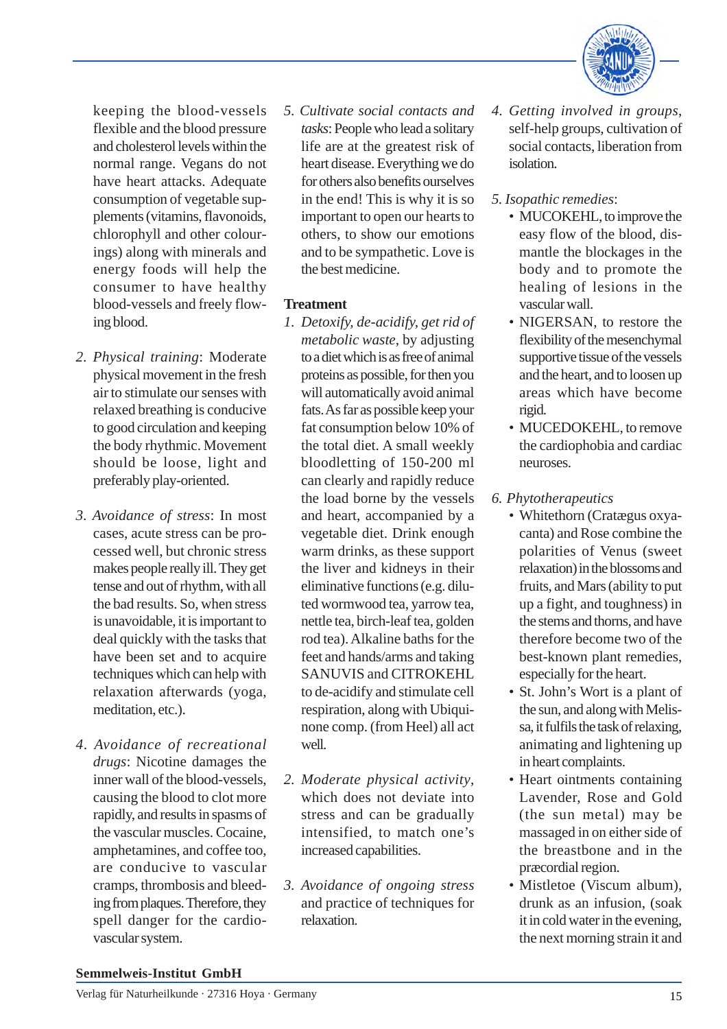keeping the blood-vessels flexible and the blood pressure and cholesterol levels within the normal range. Vegans do not have heart attacks. Adequate consumption of vegetable supplements (vitamins, flavonoids, chlorophyll and other colourings) along with minerals and energy foods will help the consumer to have healthy blood-vessels and freely flowing blood.

2. *Physical training*: Moderate physical movement in the fresh air to stimulate our senses with relaxed breathing is conducive to good circulation and keeping the body rhythmic. Movement should be loose, light and preferably play-oriented.

3. *Avoidance of stress*: In most cases, acute stress can be processed well, but chronic stress makes people really ill. They get tense and out of rhythm, with all the bad results. So, when stress is unavoidable, it is important to deal quickly with the tasks that have been set and to acquire techniques which can help with relaxation afterwards (yoga, meditation, etc.).

4. *Avoidance of recreational drugs*: Nicotine damages the inner wall of the blood-vessels, causing the blood to clot more rapidly, and results in spasms of the vascular muscles. Cocaine, amphetamines, and coffee too, are conducive to vascular cramps, thrombosis and bleeding from plaques. Therefore, they spell danger for the cardiovascular system.

5. *Cultivate social contacts and tasks*: People who lead a solitary life are at the greatest risk of heart disease. Everything we do for others also benefits ourselves in the end! This is why it is so important to open our hearts to others, to show our emotions and to be sympathetic. Love is the best medicine.

**Treatment**

1. *Detoxify, de-acidify, get rid of metabolic waste*, by adjusting to a diet which is as free of animal proteins as possible, for then you will automatically avoid animal fats. As far as possible keep your fat consumption below 10% of the total diet. A small weekly bloodletting of 150-200 ml can clearly and rapidly reduce the load borne by the vessels and heart, accompanied by a vegetable diet. Drink enough warm drinks, as these support the liver and kidneys in their eliminative functions (e.g. diluted wormwood tea, yarrow tea, nettle tea, birch-leaf tea, golden rod tea). Alkaline baths for the feet and hands/arms and taking SANUVIS and CITROKEHL to de-acidify and stimulate cell respiration, along with Ubiquinone comp. (from Heel) all act well.

2. *Moderate physical activity*, which does not deviate into stress and can be gradually intensified, to match one's increased capabilities.

3. *Avoidance of ongoing stress* and practice of techniques for relaxation.

4. *Getting involved in groups*, self-help groups, cultivation of social contacts, liberation from isolation.

5. *Isopathic remedies*:
   - MUCOKEHL, to improve the easy flow of the blood, dismantle the blockages in the body and to promote the healing of lesions in the vascular wall.
   - NIGERSAN, to restore the flexibility of the mesenchymal supportive tissue of the vessels and the heart, and to loosen up areas which have become rigid.
   - MUCEDOKEHL, to remove the cardiophobia and cardiac neuroses.

6. *Phytotherapeutics*
   - Whitethorn (Cratægus oxyacanta) and Rose combine the polarities of Venus (sweet relaxation) in the blossoms and fruits, and Mars (ability to put up a fight, and toughness) in the stems and thorns, and have therefore become two of the best-known plant remedies, especially for the heart.
   - St. John's Wort is a plant of the sun, and along with Melissa, it fulfils the task of relaxing, animating and lightening up in heart complaints.
   - Heart ointments containing Lavender, Rose and Gold (the sun metal) may be massaged in on either side of the breastbone and in the præcordial region.
   - Mistletoe (Viscum album), drunk as an infusion, (soak it in cold water in the evening, the next morning strain it and

**Semmelweis-Institut GmbH**
Verlag für Naturheilkunde · 27316 Hoya · Germany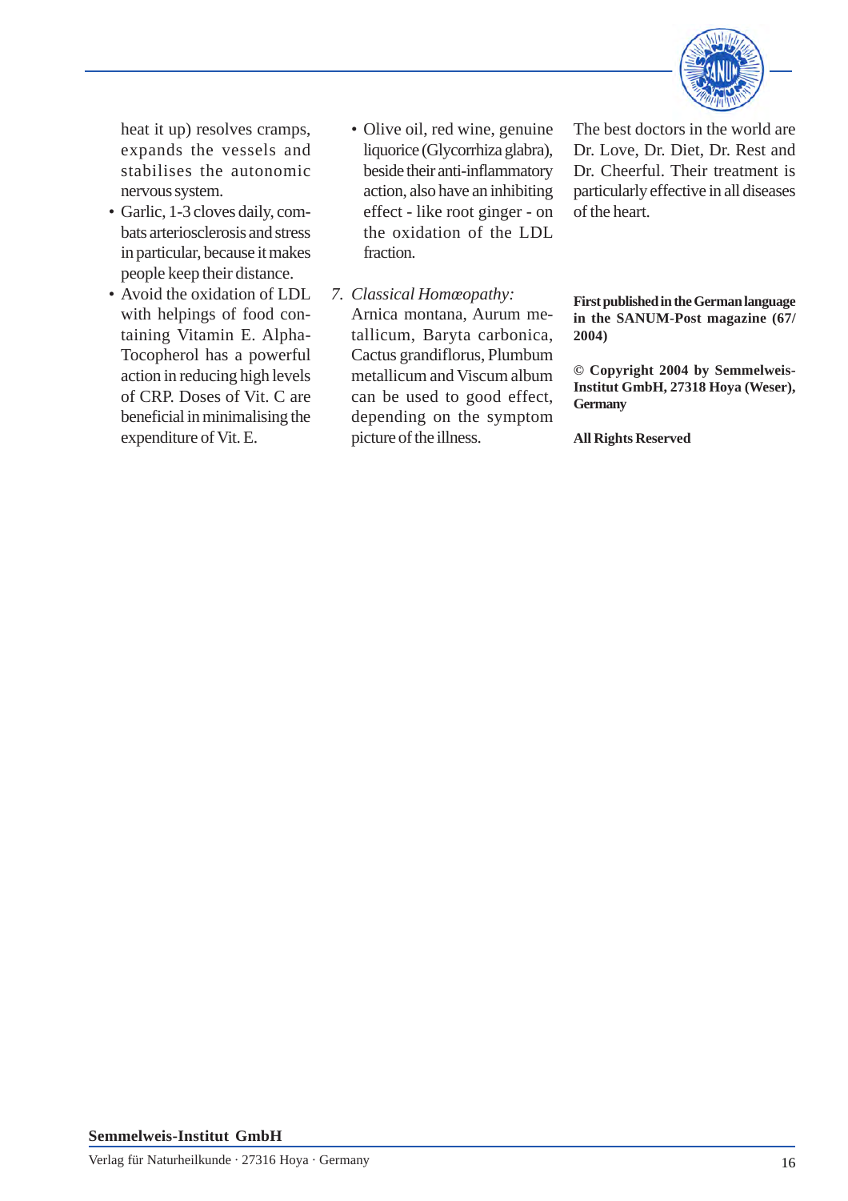heat it up) resolves cramps, expands the vessels and stabilises the autonomic nervous system.

- Garlic, 1-3 cloves daily, combats arteriosclerosis and stress in particular, because it makes people keep their distance.
- Avoid the oxidation of LDL with helpings of food containing Vitamin E. Alpha-Tocopherol has a powerful action in reducing high levels of CRP. Doses of Vit. C are beneficial in minimalising the expenditure of Vit. E.
- Olive oil, red wine, genuine liquorice (Glycorrhiza glabra), beside their anti-inflammatory action, also have an inhibiting effect - like root ginger - on the oxidation of the LDL fraction.

7. *Classical Homœopathy:*
   Arnica montana, Aurum metallicum, Baryta carbonica, Cactus grandiflorus, Plumbum metallicum and Viscum album can be used to good effect, depending on the symptom picture of the illness.

The best doctors in the world are Dr. Love, Dr. Diet, Dr. Rest and Dr. Cheerful. Their treatment is particularly effective in all diseases of the heart.

**First published in the German language in the SANUM-Post magazine (67/ 2004)**

**© Copyright 2004 by Semmelweis-Institut GmbH, 27318 Hoya (Weser), Germany**

**All Rights Reserved**